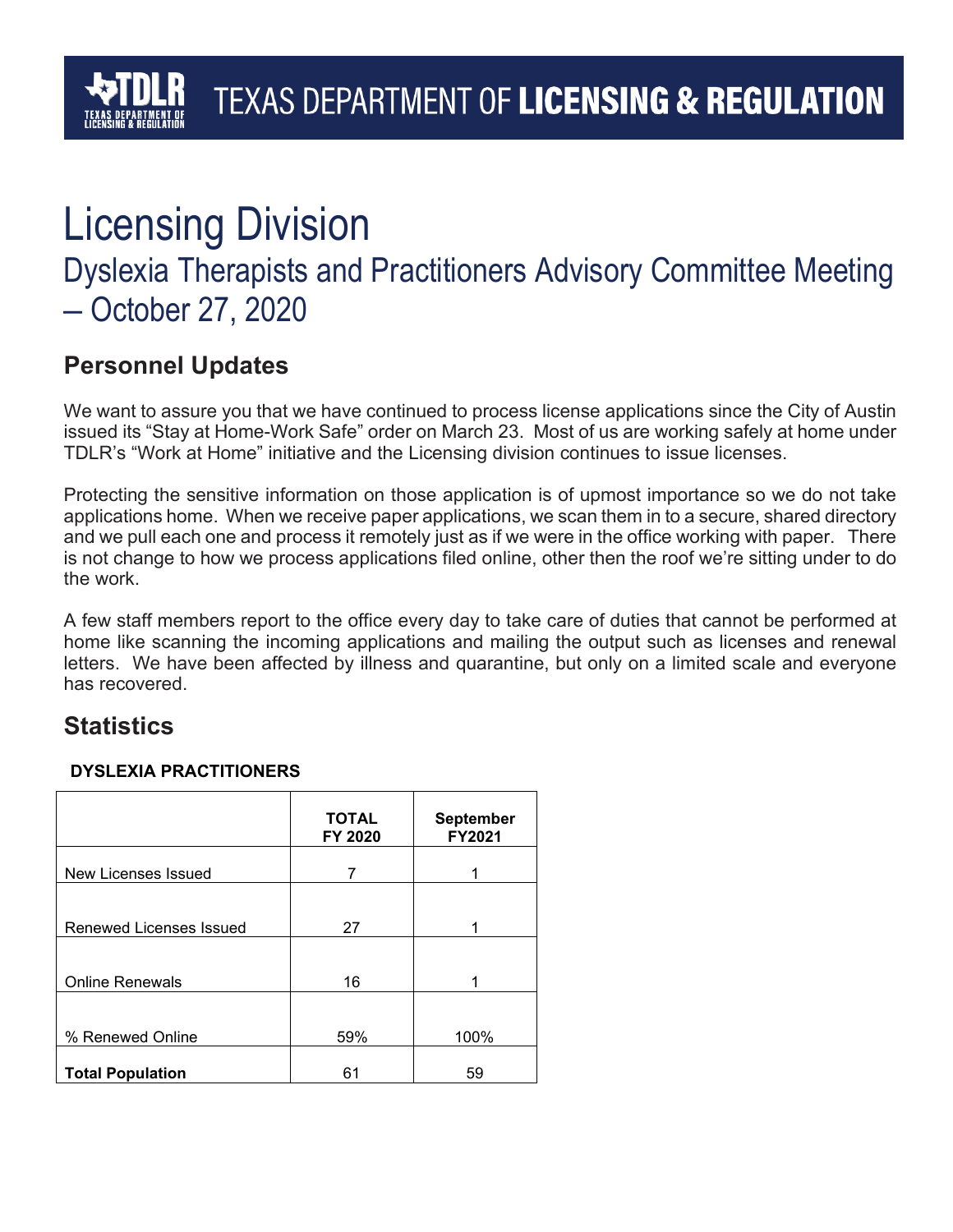TEXAS DEPARTMENT OF **LICENSING & REGULATION**

# Licensing Division

## Dyslexia Therapists and Practitioners Advisory Committee Meeting – October 27, 2020

## Personnel Updates

We want to assure you that we have continued to process license applications since the City of Austin issued its "Stay at Home-Work Safe" order on March 23. Most of us are working safely at home under TDLR's "Work at Home" initiative and the Licensing division continues to issue licenses.

Protecting the sensitive information on those application is of upmost importance so we do not take applications home. When we receive paper applications, we scan them in to a secure, shared directory and we pull each one and process it remotely just as if we were in the office working with paper. There is not change to how we process applications filed online, other then the roof we're sitting under to do the work.

A few staff members report to the office every day to take care of duties that cannot be performed at home like scanning the incoming applications and mailing the output such as licenses and renewal letters. We have been affected by illness and quarantine, but only on a limited scale and everyone has recovered.

## Statistics

**DYSLEXIA PRACTITIONERS**

| | TOTAL FY 2020 | September FY2021 |
|---|---|---|
| New Licenses Issued | 7 | 1 |
| Renewed Licenses Issued | 27 | 1 |
| Online Renewals | 16 | 1 |
| % Renewed Online | 59% | 100% |
| **Total Population** | 61 | 59 |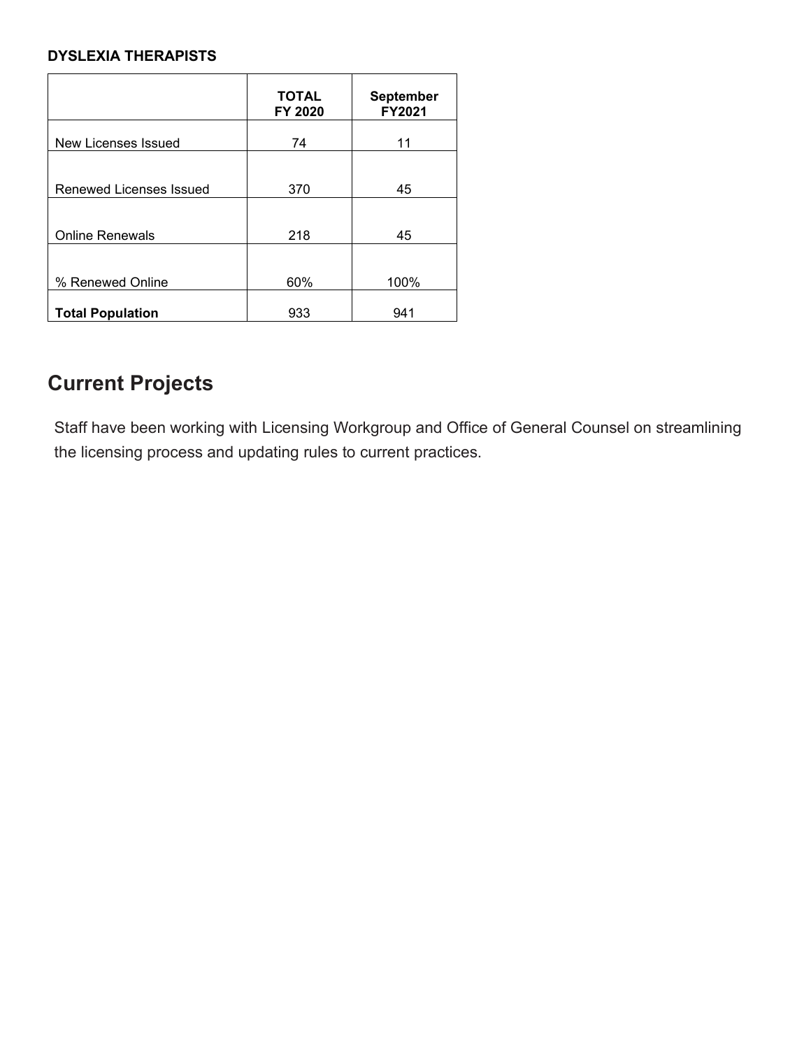**DYSLEXIA THERAPISTS**

| | TOTAL FY 2020 | September FY2021 |
|---|---|---|
| New Licenses Issued | 74 | 11 |
| Renewed Licenses Issued | 370 | 45 |
| Online Renewals | 218 | 45 |
| % Renewed Online | 60% | 100% |
| **Total Population** | 933 | 941 |

## Current Projects

Staff have been working with Licensing Workgroup and Office of General Counsel on streamlining the licensing process and updating rules to current practices.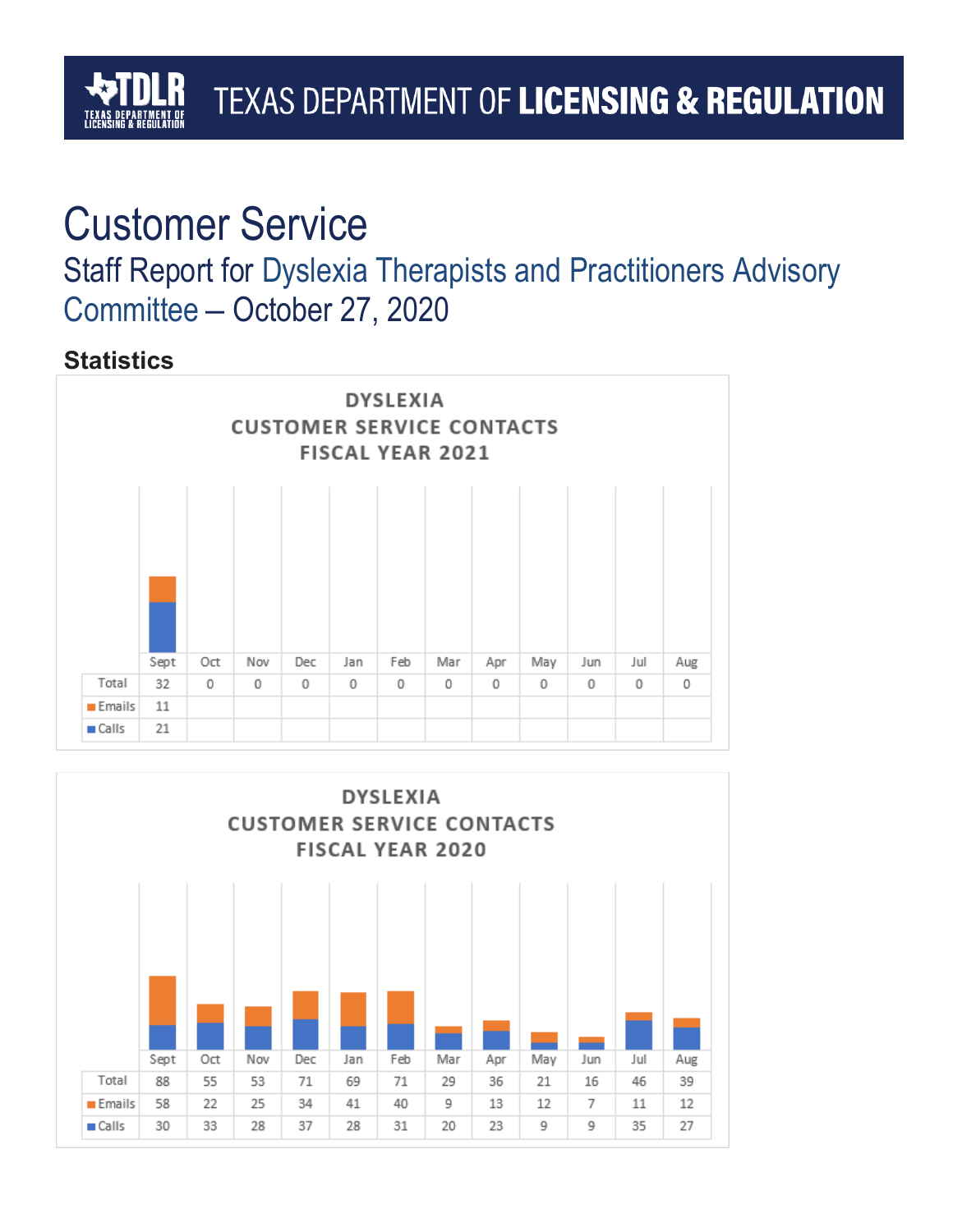# Customer Service

## Staff Report for Dyslexia Therapists and Practitioners Advisory Committee – October 27, 2020

### Statistics

**DYSLEXIA CUSTOMER SERVICE CONTACTS FISCAL YEAR 2021**

| | Sept | Oct | Nov | Dec | Jan | Feb | Mar | Apr | May | Jun | Jul | Aug |
|---|---|---|---|---|---|---|---|---|---|---|---|---|
| Total | 32 | 0 | 0 | 0 | 0 | 0 | 0 | 0 | 0 | 0 | 0 | 0 |
| Emails | 11 | | | | | | | | | | | |
| Calls | 21 | | | | | | | | | | | |

**DYSLEXIA CUSTOMER SERVICE CONTACTS FISCAL YEAR 2020**

| | Sept | Oct | Nov | Dec | Jan | Feb | Mar | Apr | May | Jun | Jul | Aug |
|---|---|---|---|---|---|---|---|---|---|---|---|---|
| Total | 88 | 55 | 53 | 71 | 69 | 71 | 29 | 36 | 21 | 16 | 46 | 39 |
| Emails | 58 | 22 | 25 | 34 | 41 | 40 | 9 | 13 | 12 | 7 | 11 | 12 |
| Calls | 30 | 33 | 28 | 37 | 28 | 31 | 20 | 23 | 9 | 9 | 35 | 27 |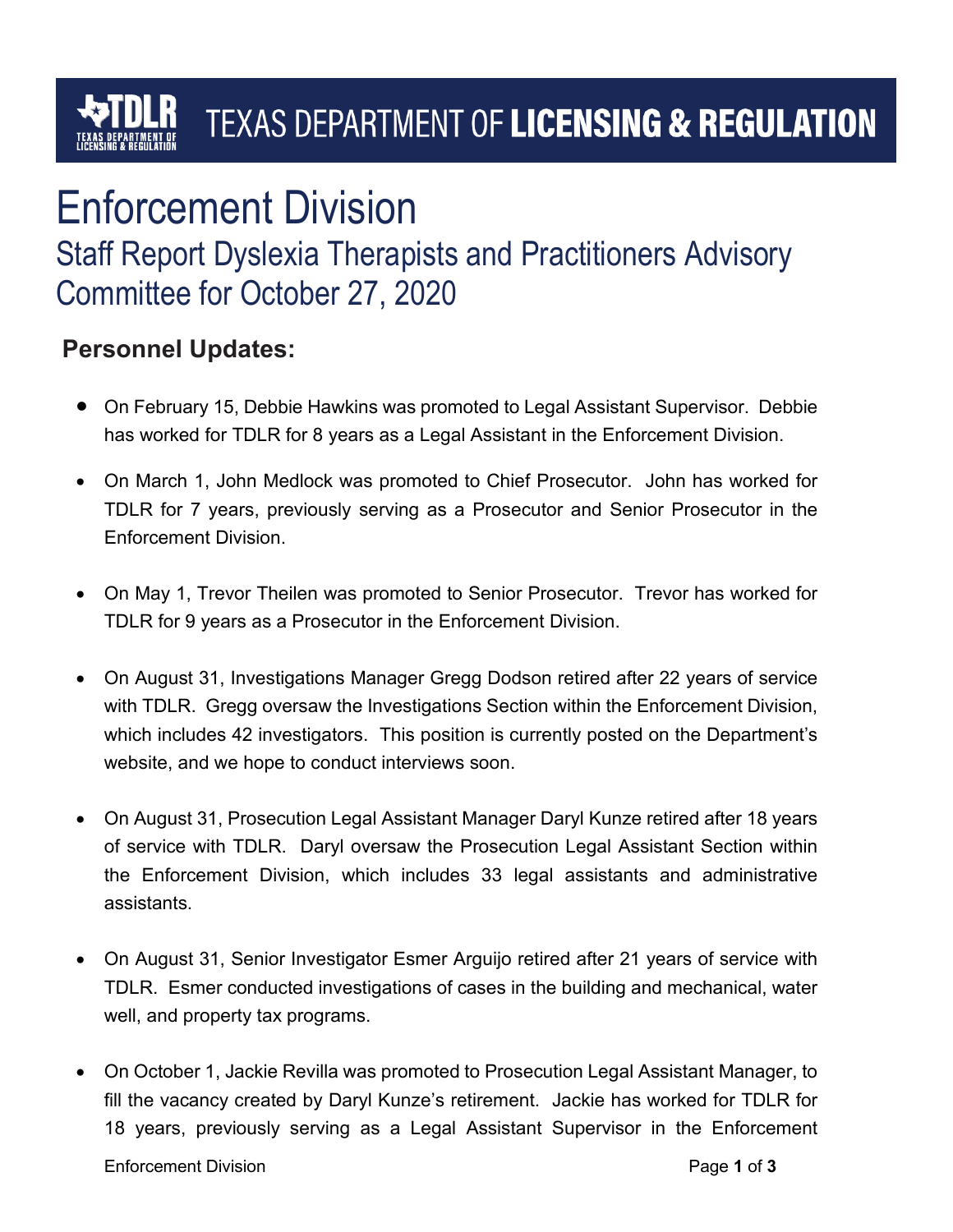# Enforcement Division

## Staff Report Dyslexia Therapists and Practitioners Advisory Committee for October 27, 2020

### Personnel Updates:

- On February 15, Debbie Hawkins was promoted to Legal Assistant Supervisor. Debbie has worked for TDLR for 8 years as a Legal Assistant in the Enforcement Division.

- On March 1, John Medlock was promoted to Chief Prosecutor. John has worked for TDLR for 7 years, previously serving as a Prosecutor and Senior Prosecutor in the Enforcement Division.

- On May 1, Trevor Theilen was promoted to Senior Prosecutor. Trevor has worked for TDLR for 9 years as a Prosecutor in the Enforcement Division.

- On August 31, Investigations Manager Gregg Dodson retired after 22 years of service with TDLR. Gregg oversaw the Investigations Section within the Enforcement Division, which includes 42 investigators. This position is currently posted on the Department's website, and we hope to conduct interviews soon.

- On August 31, Prosecution Legal Assistant Manager Daryl Kunze retired after 18 years of service with TDLR. Daryl oversaw the Prosecution Legal Assistant Section within the Enforcement Division, which includes 33 legal assistants and administrative assistants.

- On August 31, Senior Investigator Esmer Arguijo retired after 21 years of service with TDLR. Esmer conducted investigations of cases in the building and mechanical, water well, and property tax programs.

- On October 1, Jackie Revilla was promoted to Prosecution Legal Assistant Manager, to fill the vacancy created by Daryl Kunze's retirement. Jackie has worked for TDLR for 18 years, previously serving as a Legal Assistant Supervisor in the Enforcement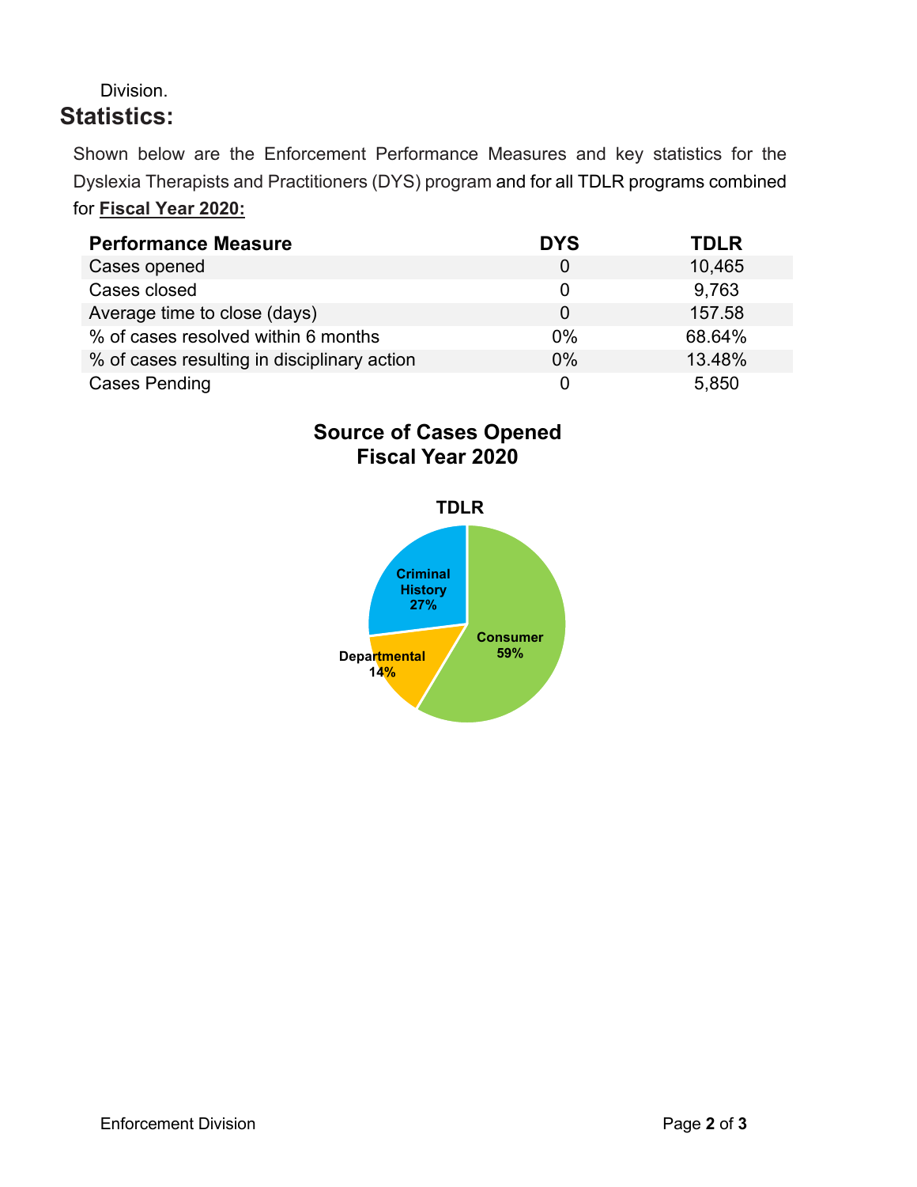Division.

## Statistics:

Shown below are the Enforcement Performance Measures and key statistics for the Dyslexia Therapists and Practitioners (DYS) program and for all TDLR programs combined for **Fiscal Year 2020:**

| Performance Measure | DYS | TDLR |
|---|---|---|
| Cases opened | 0 | 10,465 |
| Cases closed | 0 | 9,763 |
| Average time to close (days) | 0 | 157.58 |
| % of cases resolved within 6 months | 0% | 68.64% |
| % of cases resulting in disciplinary action | 0% | 13.48% |
| Cases Pending | 0 | 5,850 |

**Source of Cases Opened
Fiscal Year 2020**

**TDLR**

Criminal History 27%

Departmental 14%

Consumer 59%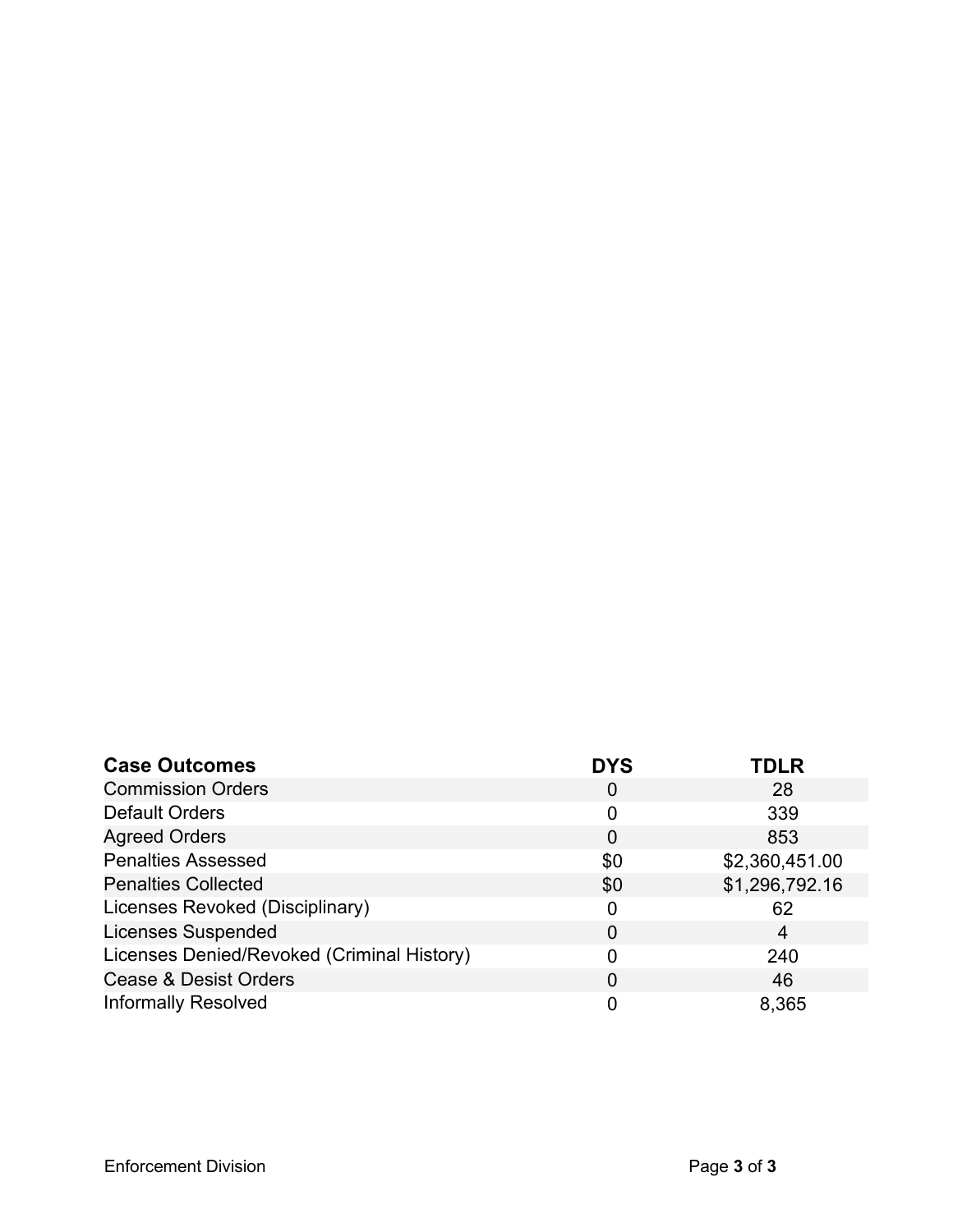| Case Outcomes | DYS | TDLR |
| --- | --- | --- |
| Commission Orders | 0 | 28 |
| Default Orders | 0 | 339 |
| Agreed Orders | 0 | 853 |
| Penalties Assessed | $0 | $2,360,451.00 |
| Penalties Collected | $0 | $1,296,792.16 |
| Licenses Revoked (Disciplinary) | 0 | 62 |
| Licenses Suspended | 0 | 4 |
| Licenses Denied/Revoked (Criminal History) | 0 | 240 |
| Cease & Desist Orders | 0 | 46 |
| Informally Resolved | 0 | 8,365 |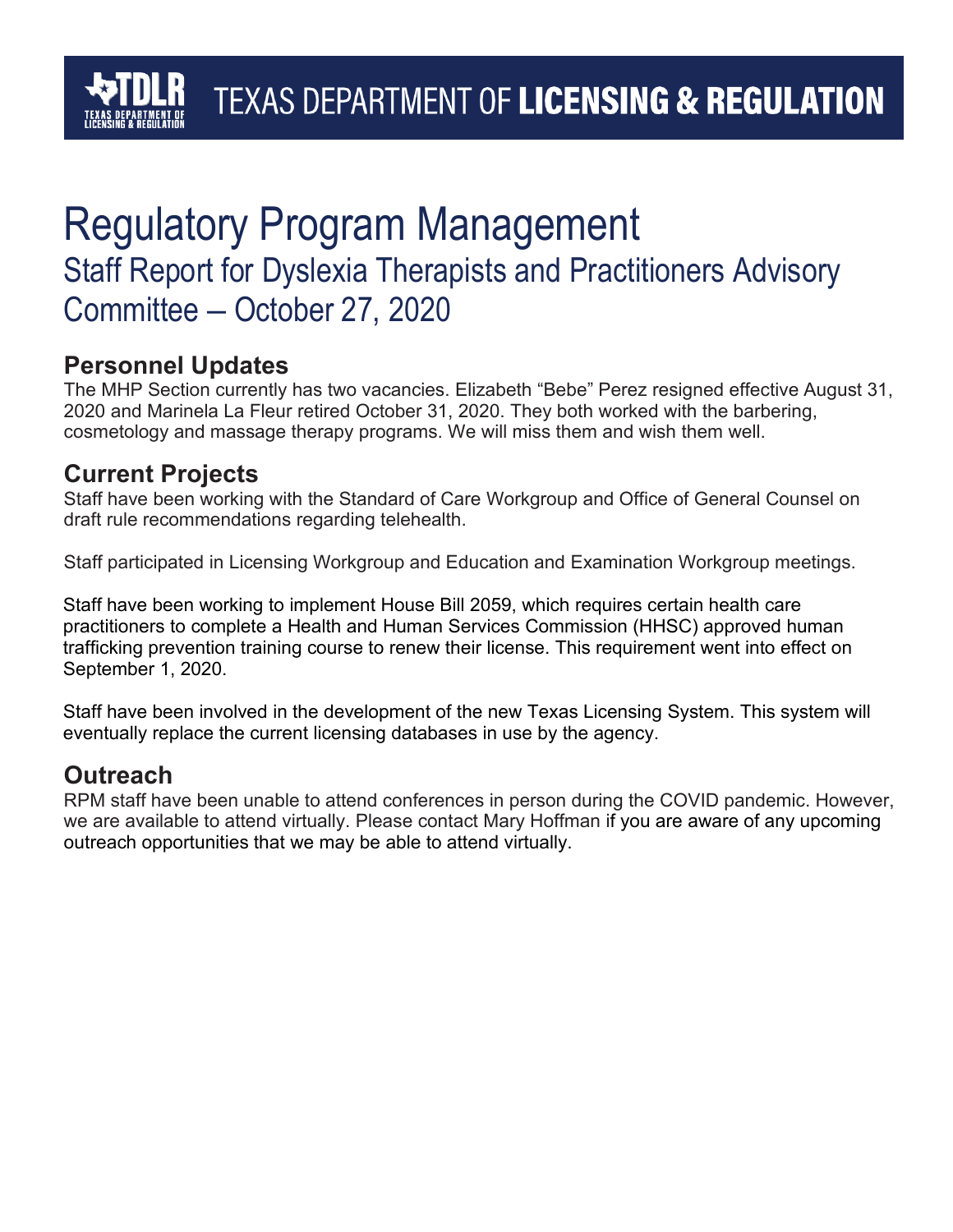TEXAS DEPARTMENT OF **LICENSING & REGULATION**

# Regulatory Program Management

## Staff Report for Dyslexia Therapists and Practitioners Advisory Committee – October 27, 2020

### Personnel Updates

The MHP Section currently has two vacancies. Elizabeth "Bebe" Perez resigned effective August 31, 2020 and Marinela La Fleur retired October 31, 2020. They both worked with the barbering, cosmetology and massage therapy programs. We will miss them and wish them well.

### Current Projects

Staff have been working with the Standard of Care Workgroup and Office of General Counsel on draft rule recommendations regarding telehealth.

Staff participated in Licensing Workgroup and Education and Examination Workgroup meetings.

Staff have been working to implement House Bill 2059, which requires certain health care practitioners to complete a Health and Human Services Commission (HHSC) approved human trafficking prevention training course to renew their license. This requirement went into effect on September 1, 2020.

Staff have been involved in the development of the new Texas Licensing System. This system will eventually replace the current licensing databases in use by the agency.

### Outreach

RPM staff have been unable to attend conferences in person during the COVID pandemic. However, we are available to attend virtually. Please contact Mary Hoffman if you are aware of any upcoming outreach opportunities that we may be able to attend virtually.